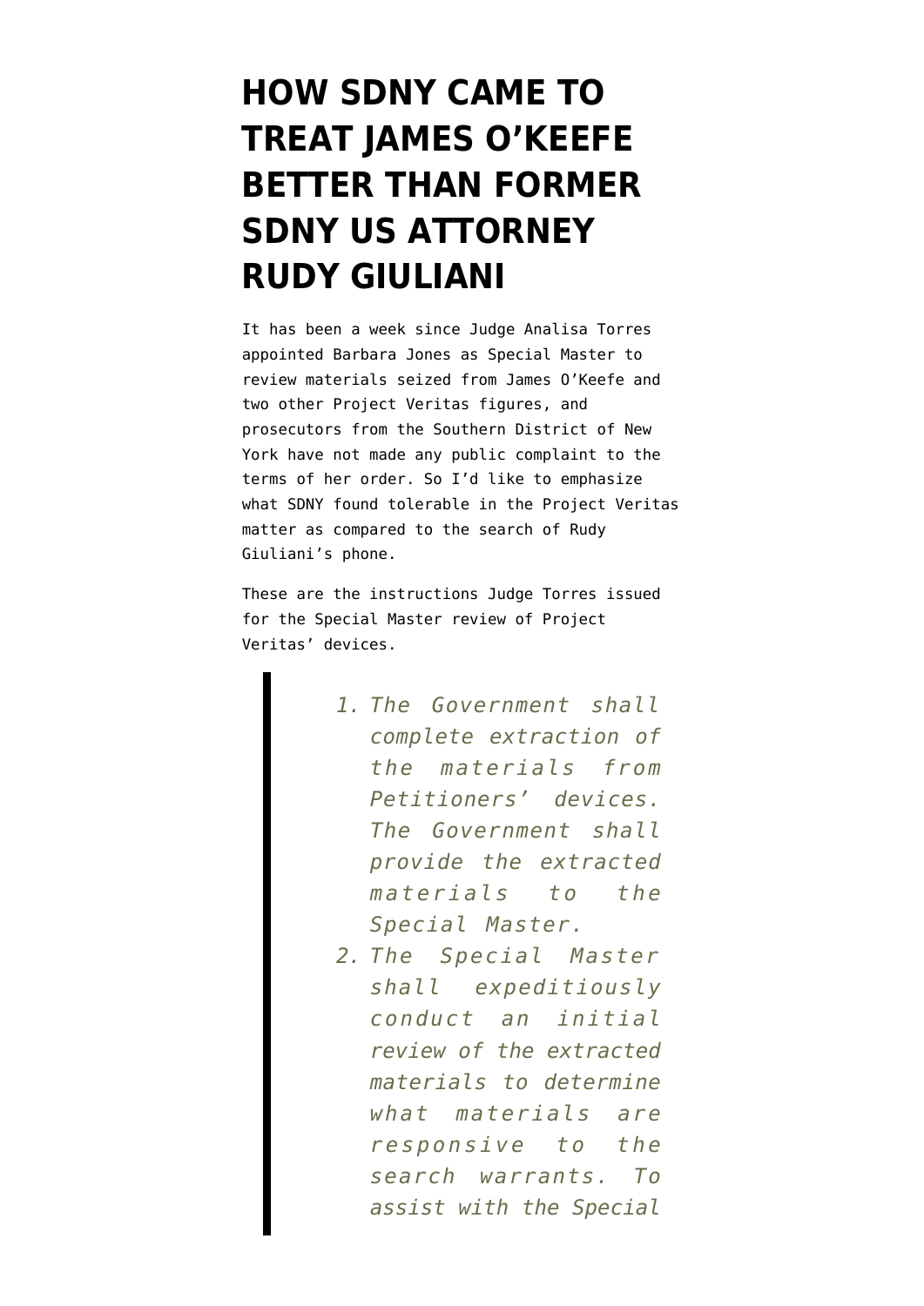# HOW SDNY CAME TO TREAT JAMES O'KEEFE BETTER THAN FORMER SDNY US ATTORNEY RUDY GIULIANI

It has been a week since Judge Analisa Torres appointed Barbara Jones as Special Master to review materials seized from James O'Keefe and two other Project Veritas figures, and prosecutors from the Southern District of New York have not made any public complaint to the terms of her order. So I'd like to emphasize what SDNY found tolerable in the Project Veritas matter as compared to the search of Rudy Giuliani's phone.

These are the instructions Judge Torres issued for the Special Master review of Project Veritas' devices.

> 1. *The Government shall complete extraction of the materials from Petitioners' devices. The Government shall provide the extracted materials to the Special Master.*
> 2. *The Special Master shall expeditiously conduct an initial review of the extracted materials to determine what materials are responsive to the search warrants. To assist with the Special*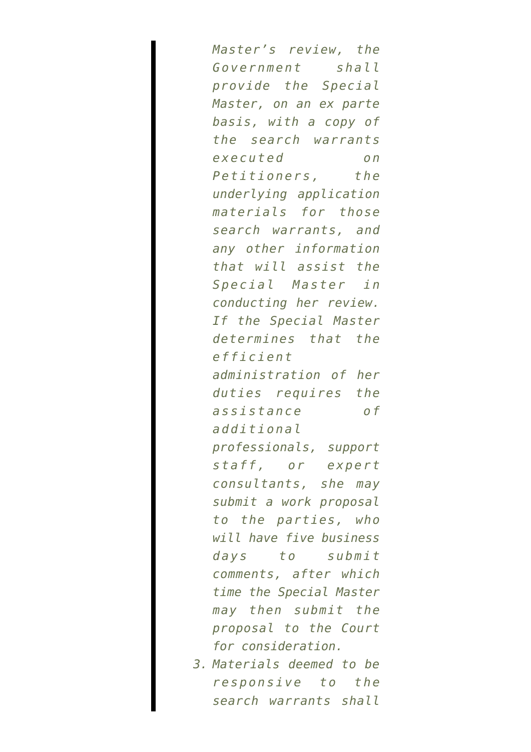*Master's review, the Government shall provide the Special Master, on an ex parte basis, with a copy of the search warrants executed on Petitioners, the underlying application materials for those search warrants, and any other information that will assist the Special Master in conducting her review. If the Special Master determines that the efficient administration of her duties requires the assistance of additional professionals, support staff, or expert consultants, she may submit a work proposal to the parties, who will have five business days to submit comments, after which time the Special Master may then submit the proposal to the Court for consideration.*

3. *Materials deemed to be responsive to the search warrants shall*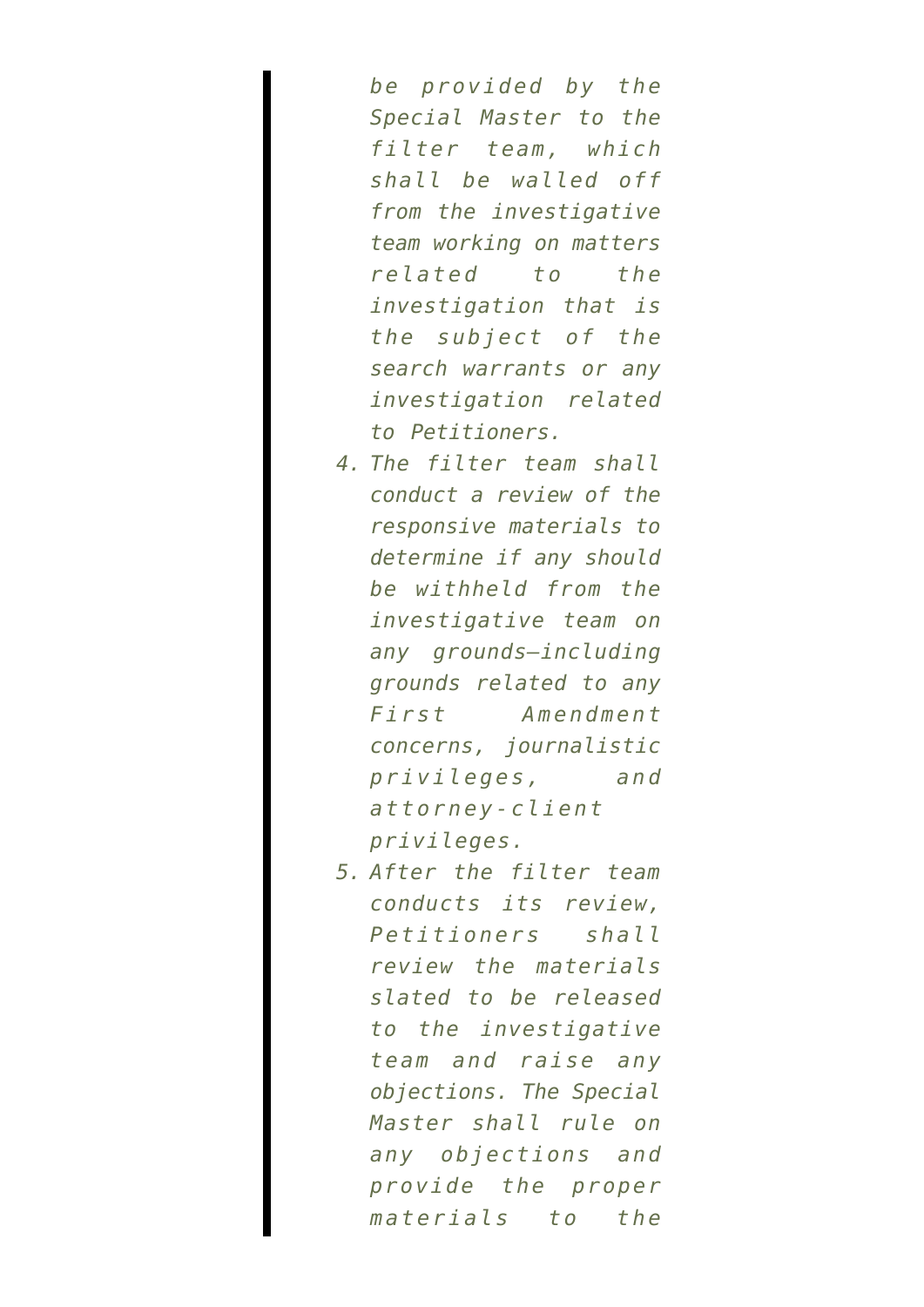> *be provided by the Special Master to the filter team, which shall be walled off from the investigative team working on matters related to the investigation that is the subject of the search warrants or any investigation related to Petitioners.*
>
> 4. *The filter team shall conduct a review of the responsive materials to determine if any should be withheld from the investigative team on any grounds—including grounds related to any First Amendment concerns, journalistic privileges, and attorney-client privileges.*
> 5. *After the filter team conducts its review, Petitioners shall review the materials slated to be released to the investigative team and raise any objections. The Special Master shall rule on any objections and provide the proper materials to the*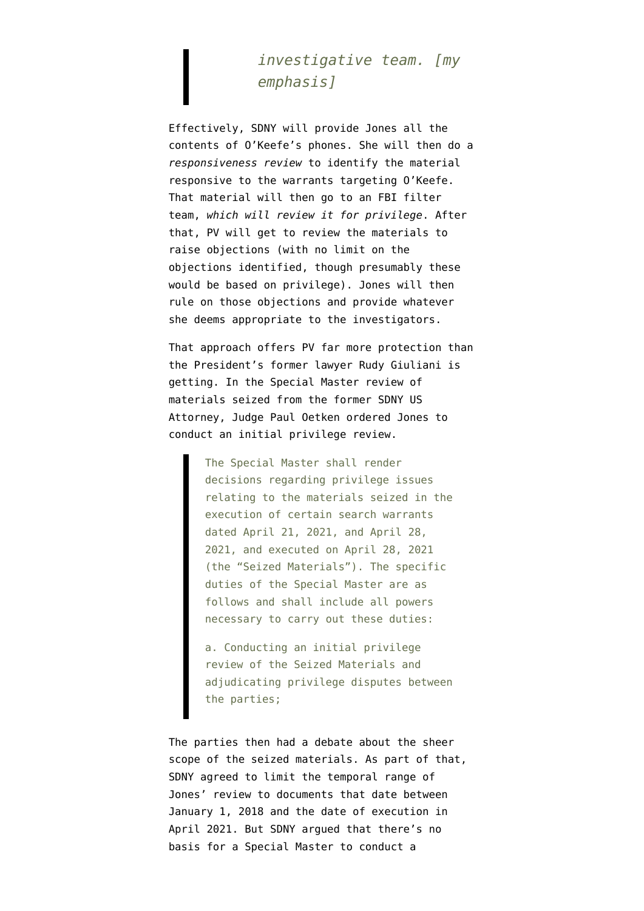> *investigative team. [my emphasis]*

Effectively, SDNY will provide Jones all the contents of O'Keefe's phones. She will then do a *responsiveness review* to identify the material responsive to the warrants targeting O'Keefe. That material will then go to an FBI filter team, *which will review it for privilege*. After that, PV will get to review the materials to raise objections (with no limit on the objections identified, though presumably these would be based on privilege). Jones will then rule on those objections and provide whatever she deems appropriate to the investigators.

That approach offers PV far more protection than the President's former lawyer Rudy Giuliani is getting. In the Special Master review of materials seized from the former SDNY US Attorney, Judge Paul Oetken ordered Jones to conduct an initial privilege review.

> The Special Master shall render decisions regarding privilege issues relating to the materials seized in the execution of certain search warrants dated April 21, 2021, and April 28, 2021, and executed on April 28, 2021 (the "Seized Materials"). The specific duties of the Special Master are as follows and shall include all powers necessary to carry out these duties:
>
> a. Conducting an initial privilege review of the Seized Materials and adjudicating privilege disputes between the parties;

The parties then had a debate about the sheer scope of the seized materials. As part of that, SDNY agreed to limit the temporal range of Jones' review to documents that date between January 1, 2018 and the date of execution in April 2021. But SDNY argued that there's no basis for a Special Master to conduct a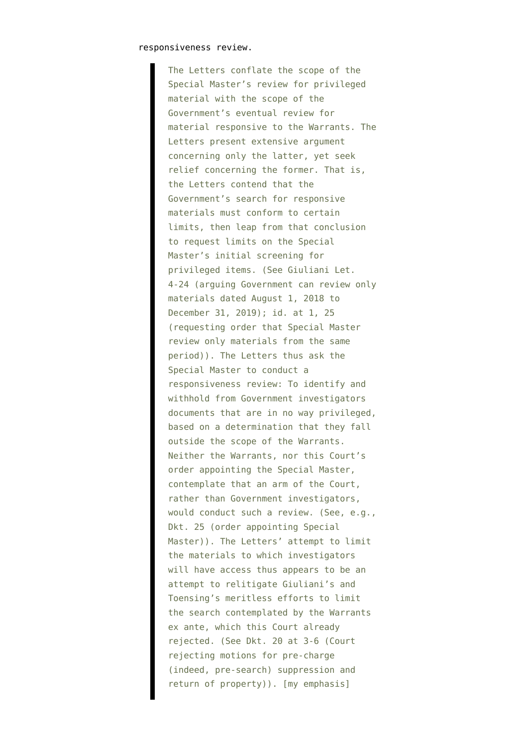responsiveness review.

> The Letters conflate the scope of the Special Master's review for privileged material with the scope of the Government's eventual review for material responsive to the Warrants. The Letters present extensive argument concerning only the latter, yet seek relief concerning the former. That is, the Letters contend that the Government's search for responsive materials must conform to certain limits, then leap from that conclusion to request limits on the Special Master's initial screening for privileged items. (See Giuliani Let. 4-24 (arguing Government can review only materials dated August 1, 2018 to December 31, 2019); id. at 1, 25 (requesting order that Special Master review only materials from the same period)). The Letters thus ask the Special Master to conduct a responsiveness review: To identify and withhold from Government investigators documents that are in no way privileged, based on a determination that they fall outside the scope of the Warrants. Neither the Warrants, nor this Court's order appointing the Special Master, contemplate that an arm of the Court, rather than Government investigators, would conduct such a review. (See, e.g., Dkt. 25 (order appointing Special Master)). The Letters' attempt to limit the materials to which investigators will have access thus appears to be an attempt to relitigate Giuliani's and Toensing's meritless efforts to limit the search contemplated by the Warrants ex ante, which this Court already rejected. (See Dkt. 20 at 3-6 (Court rejecting motions for pre-charge (indeed, pre-search) suppression and return of property)). [my emphasis]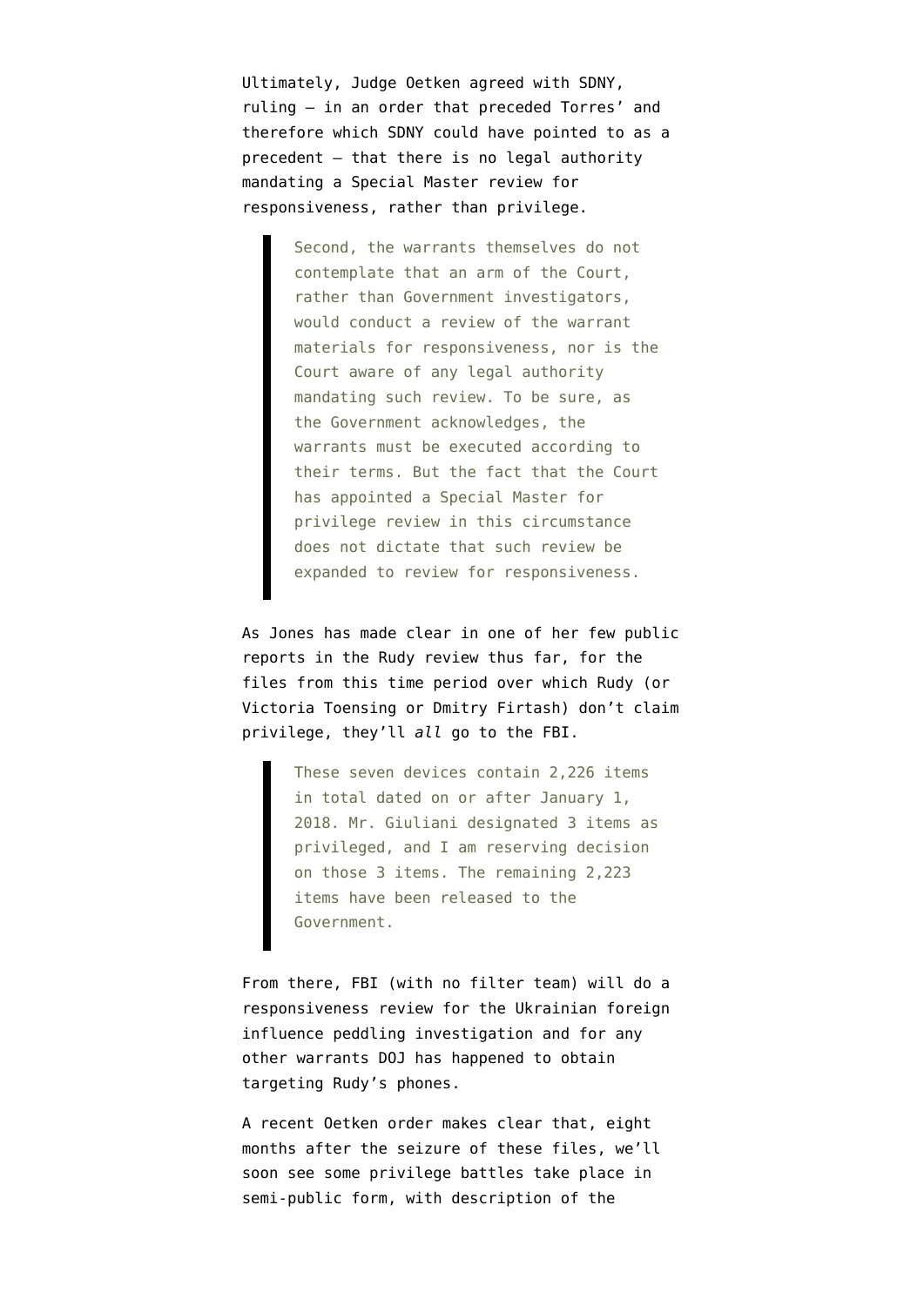Ultimately, Judge Oetken agreed with SDNY, ruling — in an order that preceded Torres' and therefore which SDNY could have pointed to as a precedent — that there is no legal authority mandating a Special Master review for responsiveness, rather than privilege.

> Second, the warrants themselves do not contemplate that an arm of the Court, rather than Government investigators, would conduct a review of the warrant materials for responsiveness, nor is the Court aware of any legal authority mandating such review. To be sure, as the Government acknowledges, the warrants must be executed according to their terms. But the fact that the Court has appointed a Special Master for privilege review in this circumstance does not dictate that such review be expanded to review for responsiveness.

As Jones has made clear in one of her few public reports in the Rudy review thus far, for the files from this time period over which Rudy (or Victoria Toensing or Dmitry Firtash) don't claim privilege, they'll *all* go to the FBI.

> These seven devices contain 2,226 items in total dated on or after January 1, 2018. Mr. Giuliani designated 3 items as privileged, and I am reserving decision on those 3 items. The remaining 2,223 items have been released to the Government.

From there, FBI (with no filter team) will do a responsiveness review for the Ukrainian foreign influence peddling investigation and for any other warrants DOJ has happened to obtain targeting Rudy's phones.

A recent Oetken order makes clear that, eight months after the seizure of these files, we'll soon see some privilege battles take place in semi-public form, with description of the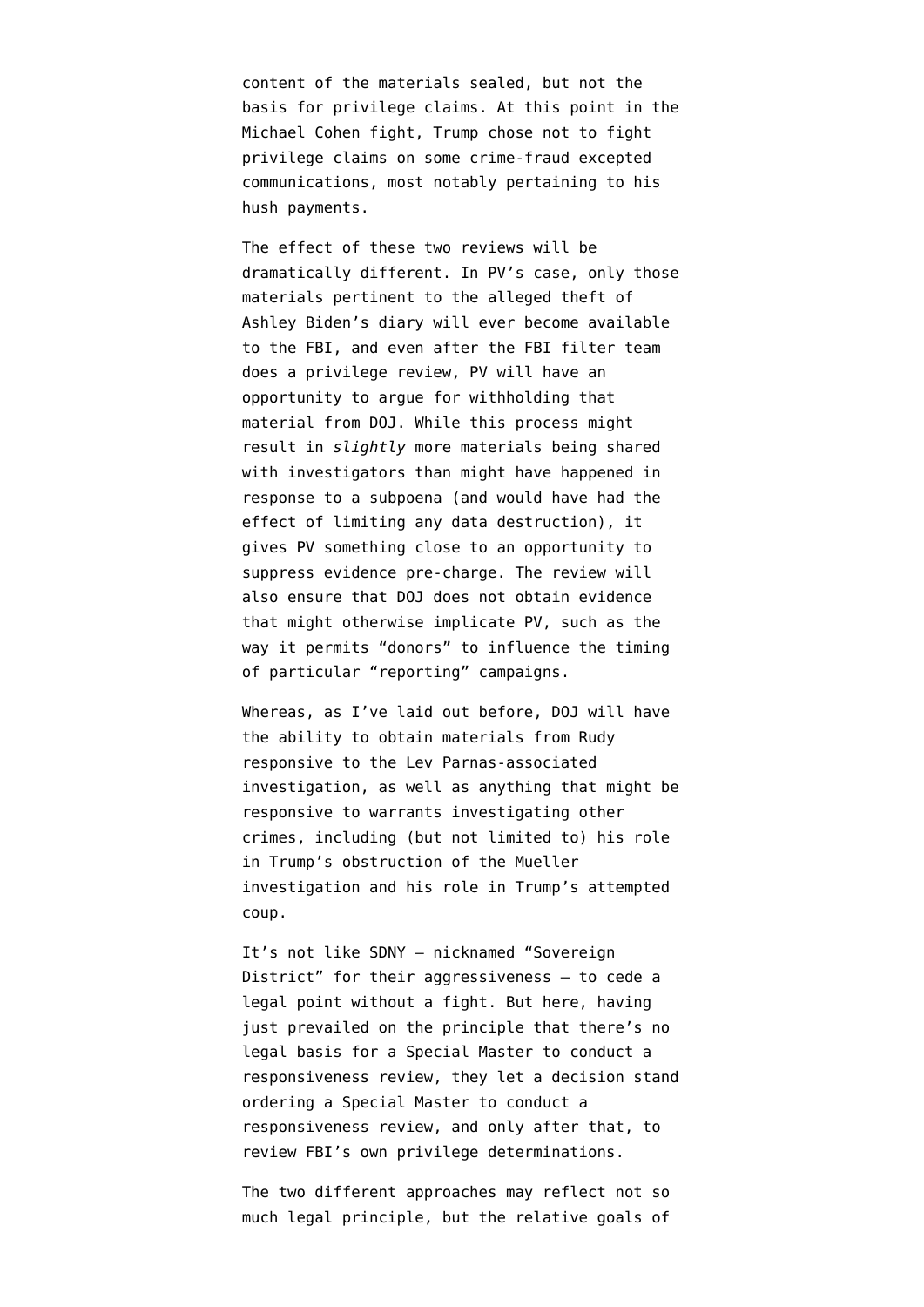content of the materials sealed, but not the basis for privilege claims. At this point in the Michael Cohen fight, Trump chose not to fight privilege claims on some crime-fraud excepted communications, most notably pertaining to his hush payments.

The effect of these two reviews will be dramatically different. In PV's case, only those materials pertinent to the alleged theft of Ashley Biden's diary will ever become available to the FBI, and even after the FBI filter team does a privilege review, PV will have an opportunity to argue for withholding that material from DOJ. While this process might result in *slightly* more materials being shared with investigators than might have happened in response to a subpoena (and would have had the effect of limiting any data destruction), it gives PV something close to an opportunity to suppress evidence pre-charge. The review will also ensure that DOJ does not obtain evidence that might otherwise implicate PV, such as the way it permits "donors" to influence the timing of particular "reporting" campaigns.

Whereas, as I've laid out before, DOJ will have the ability to obtain materials from Rudy responsive to the Lev Parnas-associated investigation, as well as anything that might be responsive to warrants investigating other crimes, including (but not limited to) his role in Trump's obstruction of the Mueller investigation and his role in Trump's attempted coup.

It's not like SDNY — nicknamed "Sovereign District" for their aggressiveness — to cede a legal point without a fight. But here, having just prevailed on the principle that there's no legal basis for a Special Master to conduct a responsiveness review, they let a decision stand ordering a Special Master to conduct a responsiveness review, and only after that, to review FBI's own privilege determinations.

The two different approaches may reflect not so much legal principle, but the relative goals of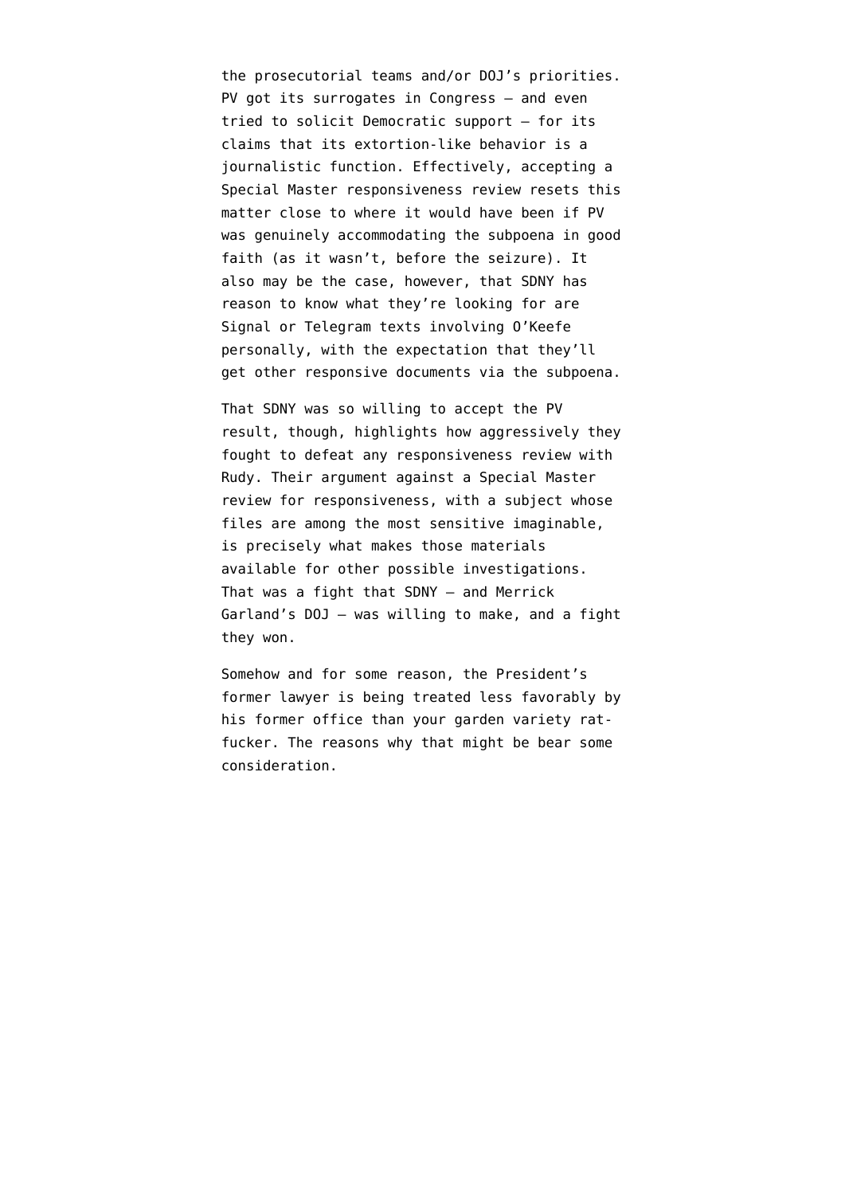the prosecutorial teams and/or DOJ's priorities. PV got its surrogates in Congress — and even tried to solicit Democratic support — for its claims that its extortion-like behavior is a journalistic function. Effectively, accepting a Special Master responsiveness review resets this matter close to where it would have been if PV was genuinely accommodating the subpoena in good faith (as it wasn't, before the seizure). It also may be the case, however, that SDNY has reason to know what they're looking for are Signal or Telegram texts involving O'Keefe personally, with the expectation that they'll get other responsive documents via the subpoena.

That SDNY was so willing to accept the PV result, though, highlights how aggressively they fought to defeat any responsiveness review with Rudy. Their argument against a Special Master review for responsiveness, with a subject whose files are among the most sensitive imaginable, is precisely what makes those materials available for other possible investigations. That was a fight that SDNY — and Merrick Garland's DOJ — was willing to make, and a fight they won.

Somehow and for some reason, the President's former lawyer is being treated less favorably by his former office than your garden variety rat-fucker. The reasons why that might be bear some consideration.